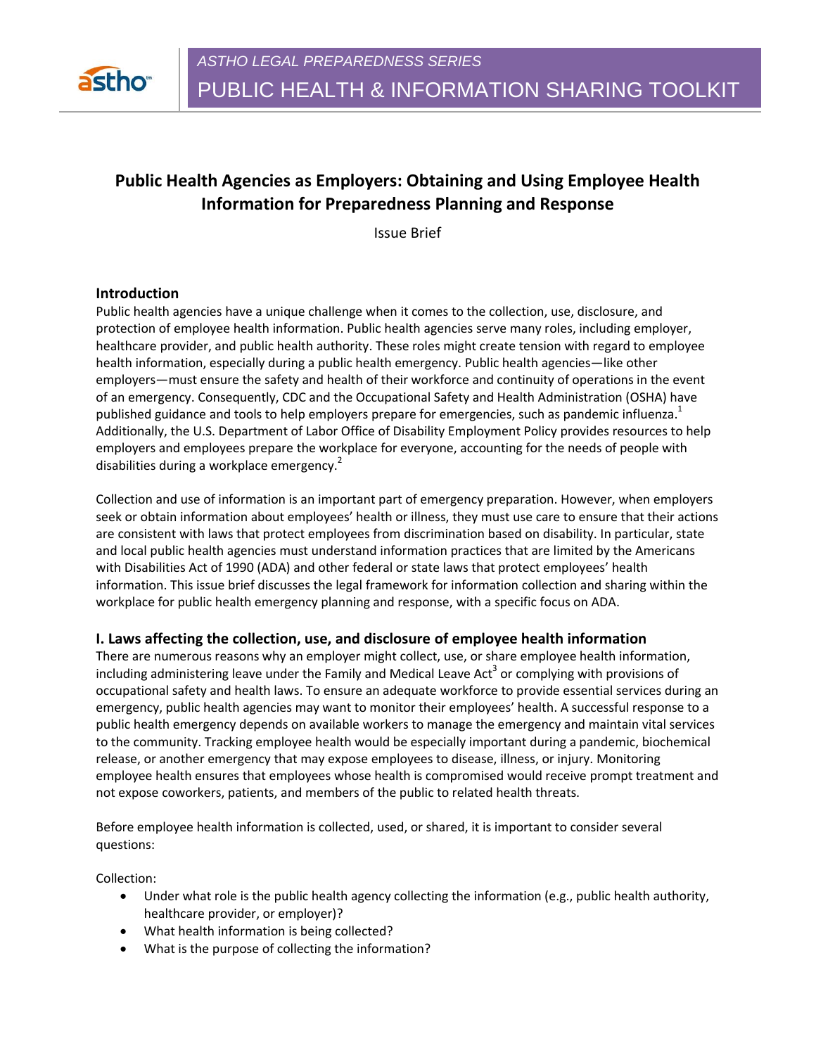*ASTHO LEGAL PREPAREDNESS SERIES*

PUBLIC HEALTH & INFORMATION SHARING TOOLKIT

# Public Health Agencies as Employers: Obtaining and Using Employee Health Information for Preparedness Planning and Response

Issue Brief

## Introduction

Public health agencies have a unique challenge when it comes to the collection, use, disclosure, and protection of employee health information. Public health agencies serve many roles, including employer, healthcare provider, and public health authority. These roles might create tension with regard to employee health information, especially during a public health emergency. Public health agencies—like other employers—must ensure the safety and health of their workforce and continuity of operations in the event of an emergency. Consequently, CDC and the Occupational Safety and Health Administration (OSHA) have published guidance and tools to help employers prepare for emergencies, such as pandemic influenza.[1] Additionally, the U.S. Department of Labor Office of Disability Employment Policy provides resources to help employers and employees prepare the workplace for everyone, accounting for the needs of people with disabilities during a workplace emergency.[2]

Collection and use of information is an important part of emergency preparation. However, when employers seek or obtain information about employees' health or illness, they must use care to ensure that their actions are consistent with laws that protect employees from discrimination based on disability. In particular, state and local public health agencies must understand information practices that are limited by the Americans with Disabilities Act of 1990 (ADA) and other federal or state laws that protect employees' health information. This issue brief discusses the legal framework for information collection and sharing within the workplace for public health emergency planning and response, with a specific focus on ADA.

## I. Laws affecting the collection, use, and disclosure of employee health information

There are numerous reasons why an employer might collect, use, or share employee health information, including administering leave under the Family and Medical Leave Act[3] or complying with provisions of occupational safety and health laws. To ensure an adequate workforce to provide essential services during an emergency, public health agencies may want to monitor their employees' health. A successful response to a public health emergency depends on available workers to manage the emergency and maintain vital services to the community. Tracking employee health would be especially important during a pandemic, biochemical release, or another emergency that may expose employees to disease, illness, or injury. Monitoring employee health ensures that employees whose health is compromised would receive prompt treatment and not expose coworkers, patients, and members of the public to related health threats.

Before employee health information is collected, used, or shared, it is important to consider several questions:

Collection:

- Under what role is the public health agency collecting the information (e.g., public health authority, healthcare provider, or employer)?
- What health information is being collected?
- What is the purpose of collecting the information?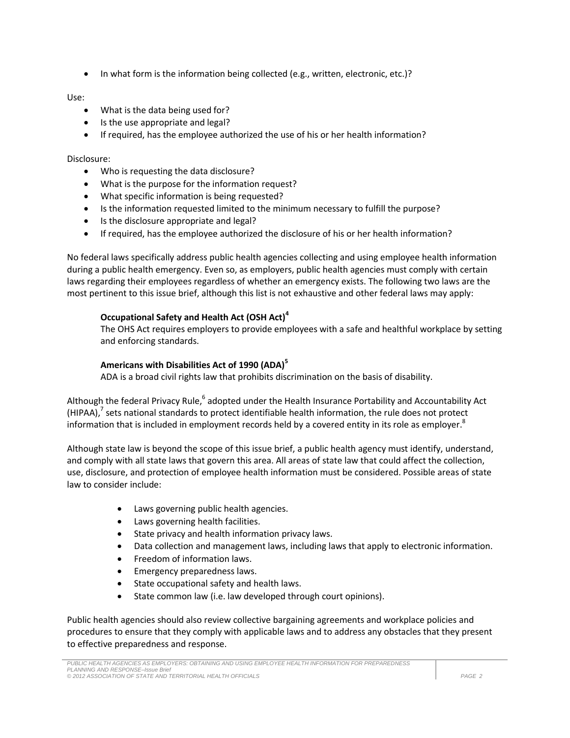- In what form is the information being collected (e.g., written, electronic, etc.)?

Use:

- What is the data being used for?
- Is the use appropriate and legal?
- If required, has the employee authorized the use of his or her health information?

Disclosure:

- Who is requesting the data disclosure?
- What is the purpose for the information request?
- What specific information is being requested?
- Is the information requested limited to the minimum necessary to fulfill the purpose?
- Is the disclosure appropriate and legal?
- If required, has the employee authorized the disclosure of his or her health information?

No federal laws specifically address public health agencies collecting and using employee health information during a public health emergency. Even so, as employers, public health agencies must comply with certain laws regarding their employees regardless of whether an emergency exists. The following two laws are the most pertinent to this issue brief, although this list is not exhaustive and other federal laws may apply:

**Occupational Safety and Health Act (OSH Act)[4]**
The OHS Act requires employers to provide employees with a safe and healthful workplace by setting and enforcing standards.

**Americans with Disabilities Act of 1990 (ADA)[5]**
ADA is a broad civil rights law that prohibits discrimination on the basis of disability.

Although the federal Privacy Rule,[6] adopted under the Health Insurance Portability and Accountability Act (HIPAA),[7] sets national standards to protect identifiable health information, the rule does not protect information that is included in employment records held by a covered entity in its role as employer.[8]

Although state law is beyond the scope of this issue brief, a public health agency must identify, understand, and comply with all state laws that govern this area. All areas of state law that could affect the collection, use, disclosure, and protection of employee health information must be considered. Possible areas of state law to consider include:

- Laws governing public health agencies.
- Laws governing health facilities.
- State privacy and health information privacy laws.
- Data collection and management laws, including laws that apply to electronic information.
- Freedom of information laws.
- Emergency preparedness laws.
- State occupational safety and health laws.
- State common law (i.e. law developed through court opinions).

Public health agencies should also review collective bargaining agreements and workplace policies and procedures to ensure that they comply with applicable laws and to address any obstacles that they present to effective preparedness and response.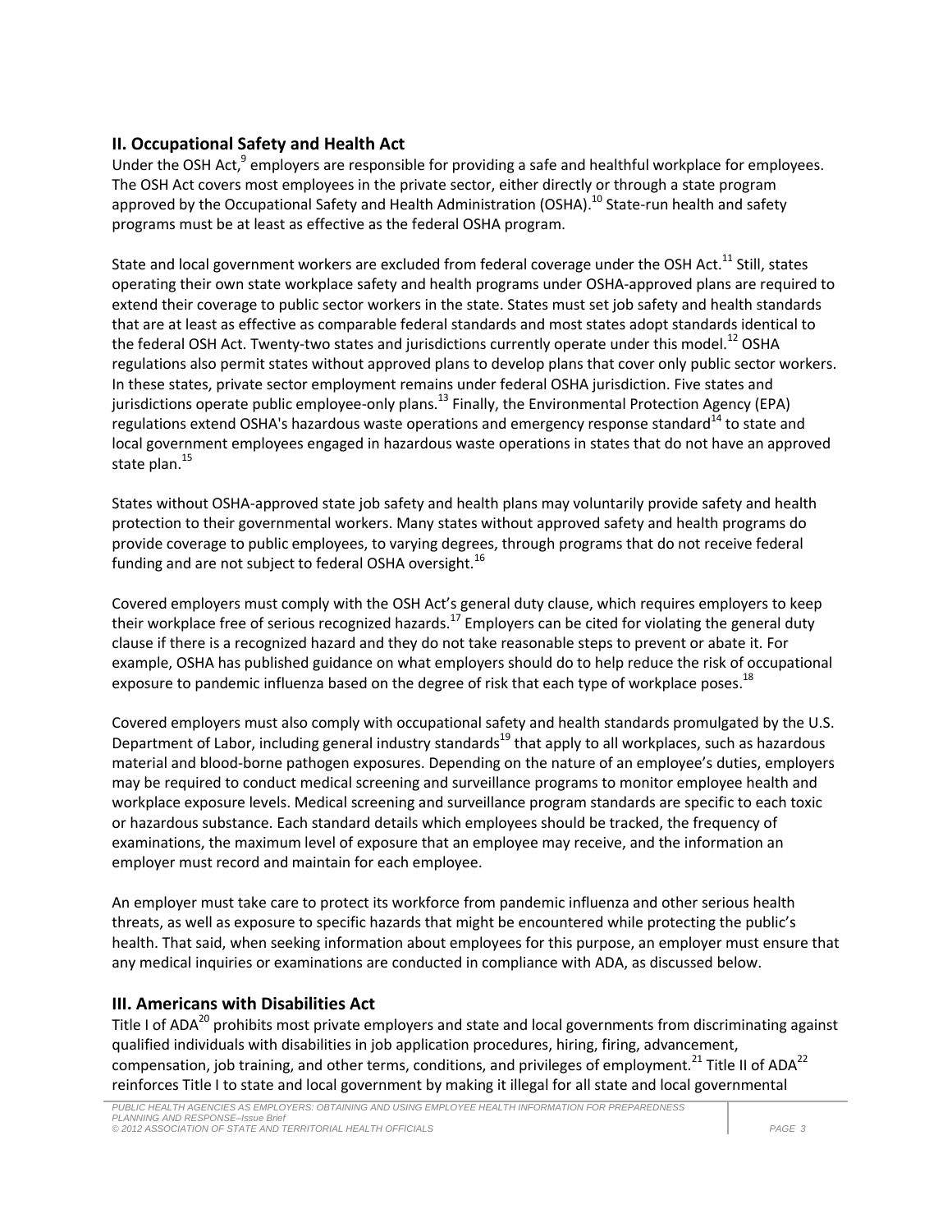## II. Occupational Safety and Health Act

Under the OSH Act,[9] employers are responsible for providing a safe and healthful workplace for employees. The OSH Act covers most employees in the private sector, either directly or through a state program approved by the Occupational Safety and Health Administration (OSHA).[10] State-run health and safety programs must be at least as effective as the federal OSHA program.

State and local government workers are excluded from federal coverage under the OSH Act.[11] Still, states operating their own state workplace safety and health programs under OSHA-approved plans are required to extend their coverage to public sector workers in the state. States must set job safety and health standards that are at least as effective as comparable federal standards and most states adopt standards identical to the federal OSH Act. Twenty-two states and jurisdictions currently operate under this model.[12] OSHA regulations also permit states without approved plans to develop plans that cover only public sector workers. In these states, private sector employment remains under federal OSHA jurisdiction. Five states and jurisdictions operate public employee-only plans.[13] Finally, the Environmental Protection Agency (EPA) regulations extend OSHA's hazardous waste operations and emergency response standard[14] to state and local government employees engaged in hazardous waste operations in states that do not have an approved state plan.[15]

States without OSHA-approved state job safety and health plans may voluntarily provide safety and health protection to their governmental workers. Many states without approved safety and health programs do provide coverage to public employees, to varying degrees, through programs that do not receive federal funding and are not subject to federal OSHA oversight.[16]

Covered employers must comply with the OSH Act's general duty clause, which requires employers to keep their workplace free of serious recognized hazards.[17] Employers can be cited for violating the general duty clause if there is a recognized hazard and they do not take reasonable steps to prevent or abate it. For example, OSHA has published guidance on what employers should do to help reduce the risk of occupational exposure to pandemic influenza based on the degree of risk that each type of workplace poses.[18]

Covered employers must also comply with occupational safety and health standards promulgated by the U.S. Department of Labor, including general industry standards[19] that apply to all workplaces, such as hazardous material and blood-borne pathogen exposures. Depending on the nature of an employee's duties, employers may be required to conduct medical screening and surveillance programs to monitor employee health and workplace exposure levels. Medical screening and surveillance program standards are specific to each toxic or hazardous substance. Each standard details which employees should be tracked, the frequency of examinations, the maximum level of exposure that an employee may receive, and the information an employer must record and maintain for each employee.

An employer must take care to protect its workforce from pandemic influenza and other serious health threats, as well as exposure to specific hazards that might be encountered while protecting the public's health. That said, when seeking information about employees for this purpose, an employer must ensure that any medical inquiries or examinations are conducted in compliance with ADA, as discussed below.

## III. Americans with Disabilities Act

Title I of ADA[20] prohibits most private employers and state and local governments from discriminating against qualified individuals with disabilities in job application procedures, hiring, firing, advancement, compensation, job training, and other terms, conditions, and privileges of employment.[21] Title II of ADA[22] reinforces Title I to state and local government by making it illegal for all state and local governmental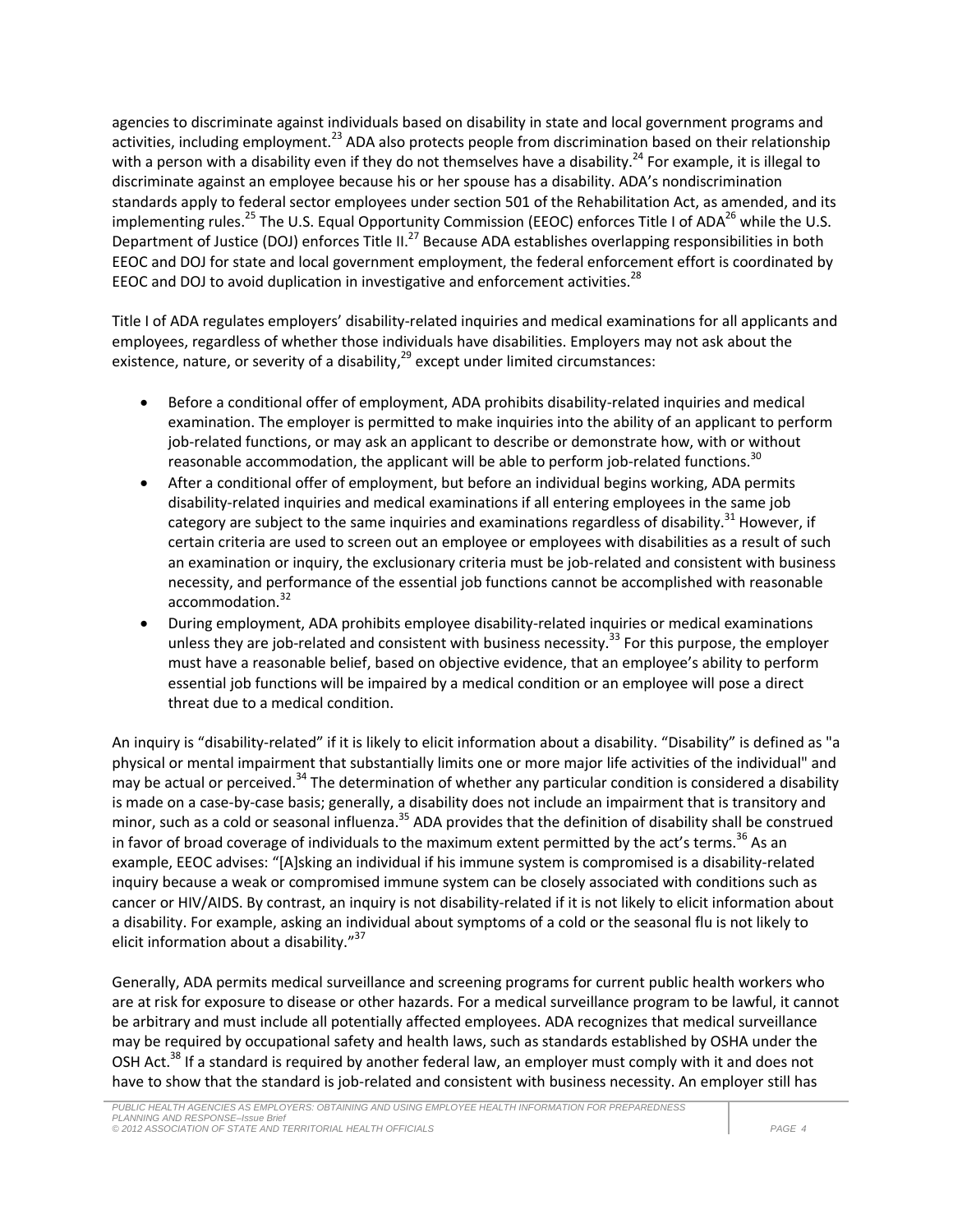agencies to discriminate against individuals based on disability in state and local government programs and activities, including employment.[23] ADA also protects people from discrimination based on their relationship with a person with a disability even if they do not themselves have a disability.[24] For example, it is illegal to discriminate against an employee because his or her spouse has a disability. ADA's nondiscrimination standards apply to federal sector employees under section 501 of the Rehabilitation Act, as amended, and its implementing rules.[25] The U.S. Equal Opportunity Commission (EEOC) enforces Title I of ADA[26] while the U.S. Department of Justice (DOJ) enforces Title II.[27] Because ADA establishes overlapping responsibilities in both EEOC and DOJ for state and local government employment, the federal enforcement effort is coordinated by EEOC and DOJ to avoid duplication in investigative and enforcement activities.[28]

Title I of ADA regulates employers' disability-related inquiries and medical examinations for all applicants and employees, regardless of whether those individuals have disabilities. Employers may not ask about the existence, nature, or severity of a disability,[29] except under limited circumstances:

- Before a conditional offer of employment, ADA prohibits disability-related inquiries and medical examination. The employer is permitted to make inquiries into the ability of an applicant to perform job-related functions, or may ask an applicant to describe or demonstrate how, with or without reasonable accommodation, the applicant will be able to perform job-related functions.[30]
- After a conditional offer of employment, but before an individual begins working, ADA permits disability-related inquiries and medical examinations if all entering employees in the same job category are subject to the same inquiries and examinations regardless of disability.[31] However, if certain criteria are used to screen out an employee or employees with disabilities as a result of such an examination or inquiry, the exclusionary criteria must be job-related and consistent with business necessity, and performance of the essential job functions cannot be accomplished with reasonable accommodation.[32]
- During employment, ADA prohibits employee disability-related inquiries or medical examinations unless they are job-related and consistent with business necessity.[33] For this purpose, the employer must have a reasonable belief, based on objective evidence, that an employee's ability to perform essential job functions will be impaired by a medical condition or an employee will pose a direct threat due to a medical condition.

An inquiry is "disability-related" if it is likely to elicit information about a disability. "Disability" is defined as "a physical or mental impairment that substantially limits one or more major life activities of the individual" and may be actual or perceived.[34] The determination of whether any particular condition is considered a disability is made on a case-by-case basis; generally, a disability does not include an impairment that is transitory and minor, such as a cold or seasonal influenza.[35] ADA provides that the definition of disability shall be construed in favor of broad coverage of individuals to the maximum extent permitted by the act's terms.[36] As an example, EEOC advises: "[A]sking an individual if his immune system is compromised is a disability-related inquiry because a weak or compromised immune system can be closely associated with conditions such as cancer or HIV/AIDS. By contrast, an inquiry is not disability-related if it is not likely to elicit information about a disability. For example, asking an individual about symptoms of a cold or the seasonal flu is not likely to elicit information about a disability."[37]

Generally, ADA permits medical surveillance and screening programs for current public health workers who are at risk for exposure to disease or other hazards. For a medical surveillance program to be lawful, it cannot be arbitrary and must include all potentially affected employees. ADA recognizes that medical surveillance may be required by occupational safety and health laws, such as standards established by OSHA under the OSH Act.[38] If a standard is required by another federal law, an employer must comply with it and does not have to show that the standard is job-related and consistent with business necessity. An employer still has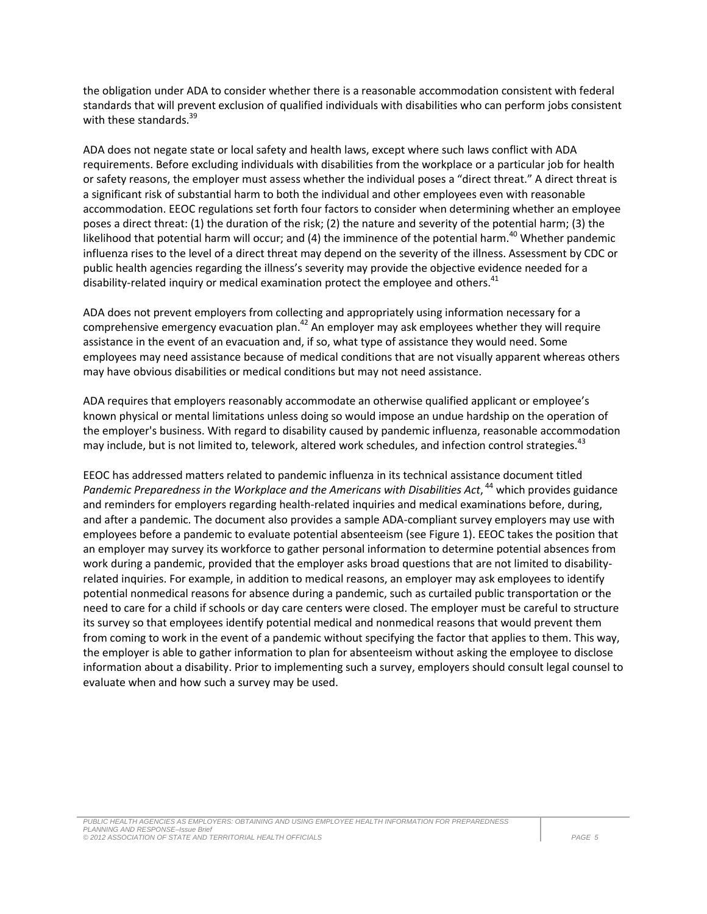the obligation under ADA to consider whether there is a reasonable accommodation consistent with federal standards that will prevent exclusion of qualified individuals with disabilities who can perform jobs consistent with these standards.[39]

ADA does not negate state or local safety and health laws, except where such laws conflict with ADA requirements. Before excluding individuals with disabilities from the workplace or a particular job for health or safety reasons, the employer must assess whether the individual poses a "direct threat." A direct threat is a significant risk of substantial harm to both the individual and other employees even with reasonable accommodation. EEOC regulations set forth four factors to consider when determining whether an employee poses a direct threat: (1) the duration of the risk; (2) the nature and severity of the potential harm; (3) the likelihood that potential harm will occur; and (4) the imminence of the potential harm.[40] Whether pandemic influenza rises to the level of a direct threat may depend on the severity of the illness. Assessment by CDC or public health agencies regarding the illness's severity may provide the objective evidence needed for a disability-related inquiry or medical examination protect the employee and others.[41]

ADA does not prevent employers from collecting and appropriately using information necessary for a comprehensive emergency evacuation plan.[42] An employer may ask employees whether they will require assistance in the event of an evacuation and, if so, what type of assistance they would need. Some employees may need assistance because of medical conditions that are not visually apparent whereas others may have obvious disabilities or medical conditions but may not need assistance.

ADA requires that employers reasonably accommodate an otherwise qualified applicant or employee's known physical or mental limitations unless doing so would impose an undue hardship on the operation of the employer's business. With regard to disability caused by pandemic influenza, reasonable accommodation may include, but is not limited to, telework, altered work schedules, and infection control strategies.[43]

EEOC has addressed matters related to pandemic influenza in its technical assistance document titled *Pandemic Preparedness in the Workplace and the Americans with Disabilities Act*,[44] which provides guidance and reminders for employers regarding health-related inquiries and medical examinations before, during, and after a pandemic. The document also provides a sample ADA-compliant survey employers may use with employees before a pandemic to evaluate potential absenteeism (see Figure 1). EEOC takes the position that an employer may survey its workforce to gather personal information to determine potential absences from work during a pandemic, provided that the employer asks broad questions that are not limited to disability-related inquiries. For example, in addition to medical reasons, an employer may ask employees to identify potential nonmedical reasons for absence during a pandemic, such as curtailed public transportation or the need to care for a child if schools or day care centers were closed. The employer must be careful to structure its survey so that employees identify potential medical and nonmedical reasons that would prevent them from coming to work in the event of a pandemic without specifying the factor that applies to them. This way, the employer is able to gather information to plan for absenteeism without asking the employee to disclose information about a disability. Prior to implementing such a survey, employers should consult legal counsel to evaluate when and how such a survey may be used.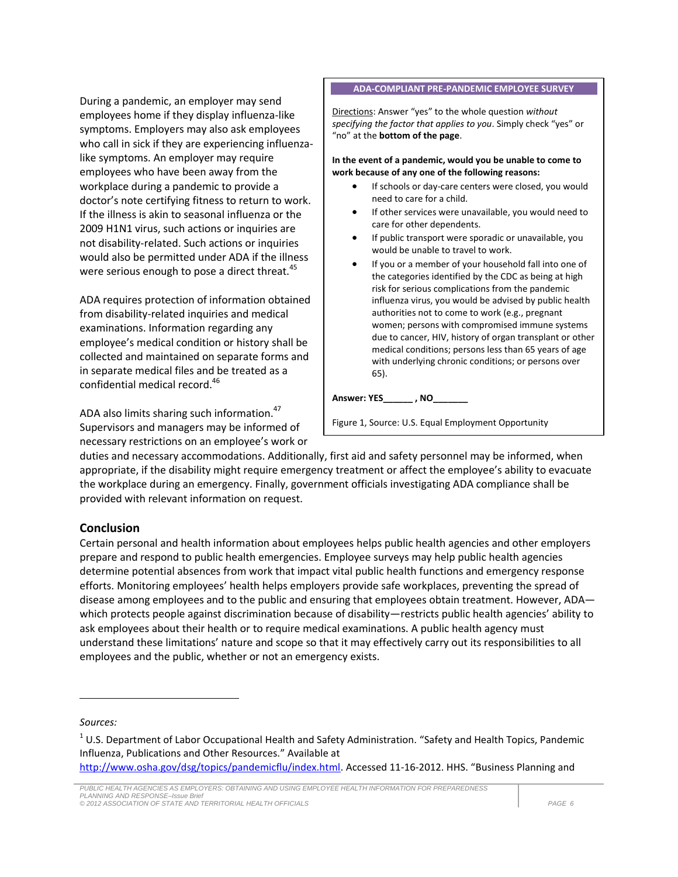During a pandemic, an employer may send employees home if they display influenza-like symptoms. Employers may also ask employees who call in sick if they are experiencing influenza-like symptoms. An employer may require employees who have been away from the workplace during a pandemic to provide a doctor's note certifying fitness to return to work. If the illness is akin to seasonal influenza or the 2009 H1N1 virus, such actions or inquiries are not disability-related. Such actions or inquiries would also be permitted under ADA if the illness were serious enough to pose a direct threat.[45]

ADA requires protection of information obtained from disability-related inquiries and medical examinations. Information regarding any employee's medical condition or history shall be collected and maintained on separate forms and in separate medical files and be treated as a confidential medical record.[46]

ADA also limits sharing such information.[47] Supervisors and managers may be informed of necessary restrictions on an employee's work or duties and necessary accommodations. Additionally, first aid and safety personnel may be informed, when appropriate, if the disability might require emergency treatment or affect the employee's ability to evacuate the workplace during an emergency. Finally, government officials investigating ADA compliance shall be provided with relevant information on request.

**ADA-COMPLIANT PRE-PANDEMIC EMPLOYEE SURVEY**

Directions: Answer "yes" to the whole question *without specifying the factor that applies to you*. Simply check "yes" or "no" at the **bottom of the page**.

**In the event of a pandemic, would you be unable to come to work because of any one of the following reasons:**

- If schools or day-care centers were closed, you would need to care for a child.
- If other services were unavailable, you would need to care for other dependents.
- If public transport were sporadic or unavailable, you would be unable to travel to work.
- If you or a member of your household fall into one of the categories identified by the CDC as being at high risk for serious complications from the pandemic influenza virus, you would be advised by public health authorities not to come to work (e.g., pregnant women; persons with compromised immune systems due to cancer, HIV, history of organ transplant or other medical conditions; persons less than 65 years of age with underlying chronic conditions; or persons over 65).

**Answer: YES______ , NO_______**

Figure 1, Source: U.S. Equal Employment Opportunity

## Conclusion

Certain personal and health information about employees helps public health agencies and other employers prepare and respond to public health emergencies. Employee surveys may help public health agencies determine potential absences from work that impact vital public health functions and emergency response efforts. Monitoring employees' health helps employers provide safe workplaces, preventing the spread of disease among employees and to the public and ensuring that employees obtain treatment. However, ADA—which protects people against discrimination because of disability—restricts public health agencies' ability to ask employees about their health or to require medical examinations. A public health agency must understand these limitations' nature and scope so that it may effectively carry out its responsibilities to all employees and the public, whether or not an emergency exists.

---

*Sources:*

[1] U.S. Department of Labor Occupational Health and Safety Administration. "Safety and Health Topics, Pandemic Influenza, Publications and Other Resources." Available at http://www.osha.gov/dsg/topics/pandemicflu/index.html. Accessed 11-16-2012. HHS. "Business Planning and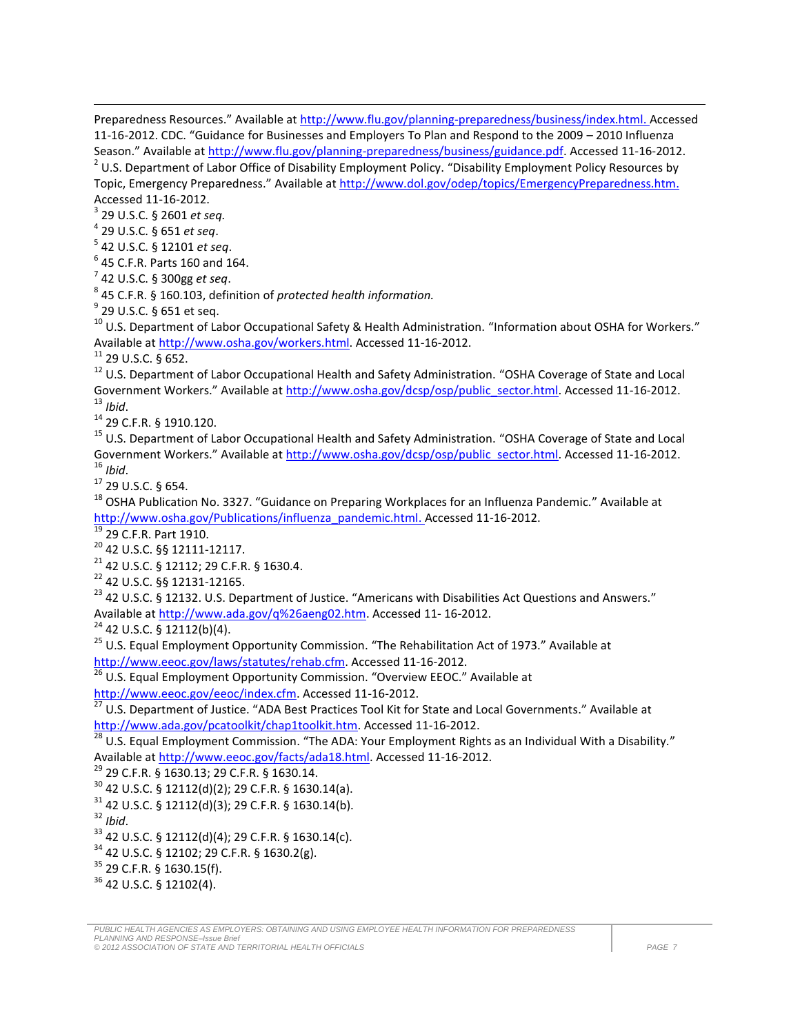Preparedness Resources." Available at http://www.flu.gov/planning-preparedness/business/index.html. Accessed 11-16-2012. CDC. "Guidance for Businesses and Employers To Plan and Respond to the 2009 – 2010 Influenza Season." Available at http://www.flu.gov/planning-preparedness/business/guidance.pdf. Accessed 11-16-2012.

[2] U.S. Department of Labor Office of Disability Employment Policy. "Disability Employment Policy Resources by Topic, Emergency Preparedness." Available at http://www.dol.gov/odep/topics/EmergencyPreparedness.htm. Accessed 11-16-2012.

[3] 29 U.S.C. § 2601 *et seq.*

[4] 29 U.S.C. § 651 *et seq*.

[5] 42 U.S.C. § 12101 *et seq*.

[6] 45 C.F.R. Parts 160 and 164.

[7] 42 U.S.C. § 300gg *et seq*.

[8] 45 C.F.R. § 160.103, definition of *protected health information.*

[9] 29 U.S.C. § 651 et seq.

[10] U.S. Department of Labor Occupational Safety & Health Administration. "Information about OSHA for Workers." Available at http://www.osha.gov/workers.html. Accessed 11-16-2012.

[11] 29 U.S.C. § 652.

[12] U.S. Department of Labor Occupational Health and Safety Administration. "OSHA Coverage of State and Local Government Workers." Available at http://www.osha.gov/dcsp/osp/public_sector.html. Accessed 11-16-2012.

[13] *Ibid*.

[14] 29 C.F.R. § 1910.120.

[15] U.S. Department of Labor Occupational Health and Safety Administration. "OSHA Coverage of State and Local Government Workers." Available at http://www.osha.gov/dcsp/osp/public_sector.html. Accessed 11-16-2012.

[16] *Ibid*.

[17] 29 U.S.C. § 654.

[18] OSHA Publication No. 3327. "Guidance on Preparing Workplaces for an Influenza Pandemic." Available at http://www.osha.gov/Publications/influenza_pandemic.html. Accessed 11-16-2012.

[19] 29 C.F.R. Part 1910.

[20] 42 U.S.C. §§ 12111-12117.

[21] 42 U.S.C. § 12112; 29 C.F.R. § 1630.4.

[22] 42 U.S.C. §§ 12131-12165.

[23] 42 U.S.C. § 12132. U.S. Department of Justice. "Americans with Disabilities Act Questions and Answers." Available at http://www.ada.gov/q%26aeng02.htm. Accessed 11- 16-2012.

[24] 42 U.S.C. § 12112(b)(4).

[25] U.S. Equal Employment Opportunity Commission. "The Rehabilitation Act of 1973." Available at http://www.eeoc.gov/laws/statutes/rehab.cfm. Accessed 11-16-2012.

[26] U.S. Equal Employment Opportunity Commission. "Overview EEOC." Available at http://www.eeoc.gov/eeoc/index.cfm. Accessed 11-16-2012.

[27] U.S. Department of Justice. "ADA Best Practices Tool Kit for State and Local Governments." Available at http://www.ada.gov/pcatoolkit/chap1toolkit.htm. Accessed 11-16-2012.

[28] U.S. Equal Employment Commission. "The ADA: Your Employment Rights as an Individual With a Disability." Available at http://www.eeoc.gov/facts/ada18.html. Accessed 11-16-2012.

[29] 29 C.F.R. § 1630.13; 29 C.F.R. § 1630.14.

[30] 42 U.S.C. § 12112(d)(2); 29 C.F.R. § 1630.14(a).

[31] 42 U.S.C. § 12112(d)(3); 29 C.F.R. § 1630.14(b).

[32] *Ibid*.

[33] 42 U.S.C. § 12112(d)(4); 29 C.F.R. § 1630.14(c).

[34] 42 U.S.C. § 12102; 29 C.F.R. § 1630.2(g).

[35] 29 C.F.R. § 1630.15(f).

[36] 42 U.S.C. § 12102(4).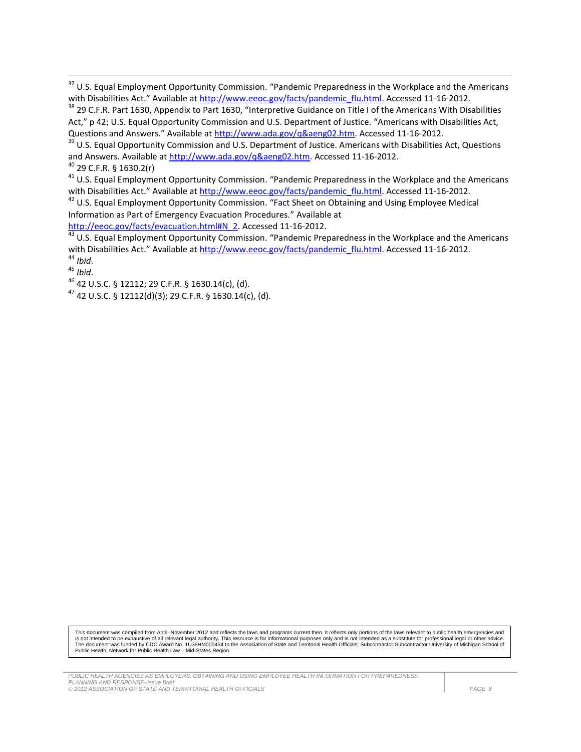[37] U.S. Equal Employment Opportunity Commission. "Pandemic Preparedness in the Workplace and the Americans with Disabilities Act." Available at http://www.eeoc.gov/facts/pandemic_flu.html. Accessed 11-16-2012.

[38] 29 C.F.R. Part 1630, Appendix to Part 1630, "Interpretive Guidance on Title I of the Americans With Disabilities Act," p 42; U.S. Equal Opportunity Commission and U.S. Department of Justice. "Americans with Disabilities Act, Questions and Answers." Available at http://www.ada.gov/q&aeng02.htm. Accessed 11-16-2012.

[39] U.S. Equal Opportunity Commission and U.S. Department of Justice. Americans with Disabilities Act, Questions and Answers. Available at http://www.ada.gov/q&aeng02.htm. Accessed 11-16-2012.

[40] 29 C.F.R. § 1630.2(r)

[41] U.S. Equal Employment Opportunity Commission. "Pandemic Preparedness in the Workplace and the Americans with Disabilities Act." Available at http://www.eeoc.gov/facts/pandemic_flu.html. Accessed 11-16-2012.

[42] U.S. Equal Employment Opportunity Commission. "Fact Sheet on Obtaining and Using Employee Medical Information as Part of Emergency Evacuation Procedures." Available at http://eeoc.gov/facts/evacuation.html#N_2. Accessed 11-16-2012.

[43] U.S. Equal Employment Opportunity Commission. "Pandemic Preparedness in the Workplace and the Americans with Disabilities Act." Available at http://www.eeoc.gov/facts/pandemic_flu.html. Accessed 11-16-2012.

[44] *Ibid*.

[45] *Ibid*.

[46] 42 U.S.C. § 12112; 29 C.F.R. § 1630.14(c), (d).

[47] 42 U.S.C. § 12112(d)(3); 29 C.F.R. § 1630.14(c), (d).

This document was compiled from April–November 2012 and reflects the laws and programs current then. It reflects only portions of the laws relevant to public health emergencies and is not intended to be exhaustive of all relevant legal authority. This resource is for informational purposes only and is not intended as a substitute for professional legal or other advice. The document was funded by CDC Award No. 1U38HM000454 to the Association of State and Territorial Health Officials; Subcontractor Subcontractor University of Michigan School of Public Health, Network for Public Health Law – Mid-States Region.